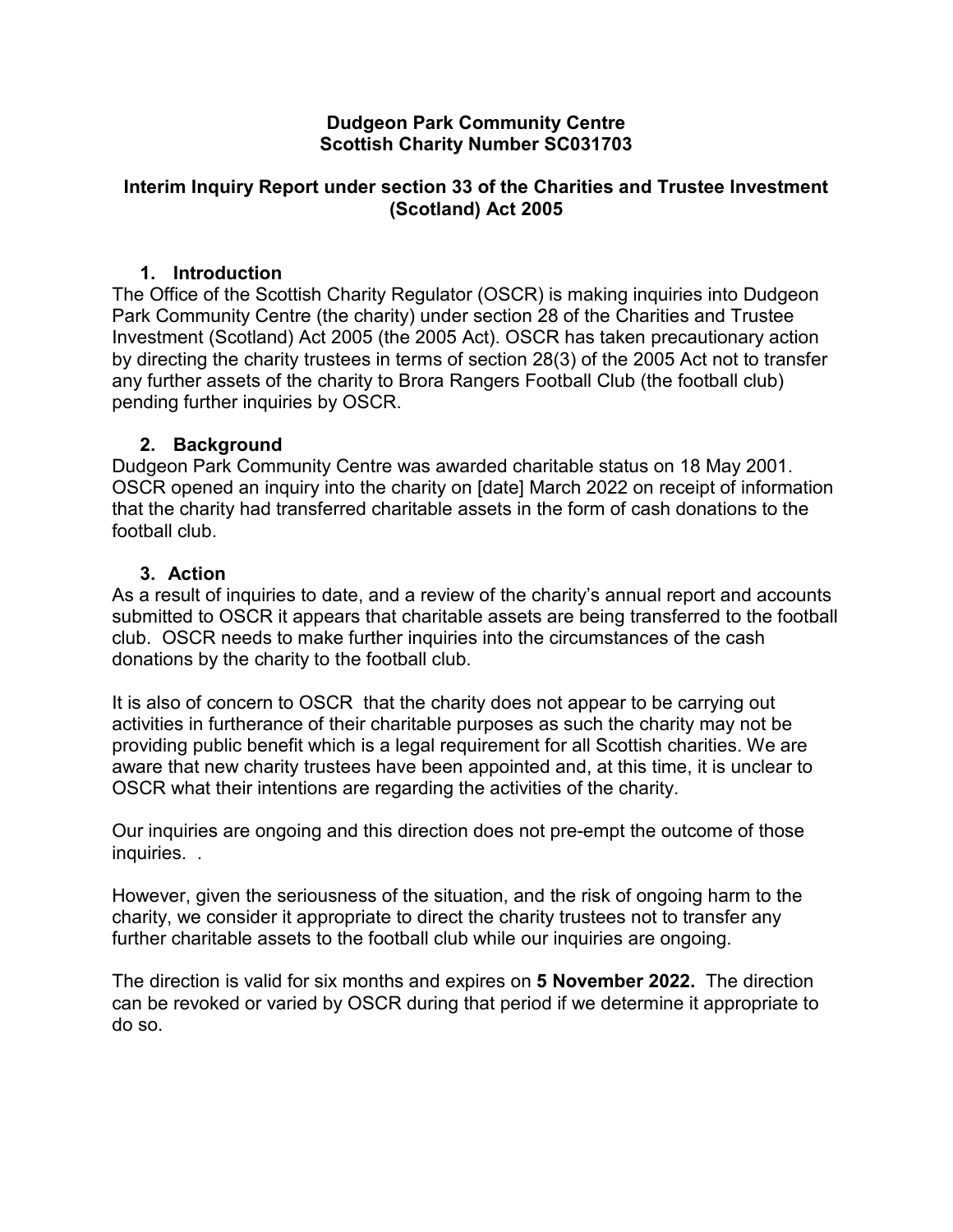**Dudgeon Park Community Centre**
**Scottish Charity Number SC031703**

# Interim Inquiry Report under section 33 of the Charities and Trustee Investment (Scotland) Act 2005

## 1. Introduction

The Office of the Scottish Charity Regulator (OSCR) is making inquiries into Dudgeon Park Community Centre (the charity) under section 28 of the Charities and Trustee Investment (Scotland) Act 2005 (the 2005 Act). OSCR has taken precautionary action by directing the charity trustees in terms of section 28(3) of the 2005 Act not to transfer any further assets of the charity to Brora Rangers Football Club (the football club) pending further inquiries by OSCR.

## 2. Background

Dudgeon Park Community Centre was awarded charitable status on 18 May 2001. OSCR opened an inquiry into the charity on [date] March 2022 on receipt of information that the charity had transferred charitable assets in the form of cash donations to the football club.

## 3. Action

As a result of inquiries to date, and a review of the charity's annual report and accounts submitted to OSCR it appears that charitable assets are being transferred to the football club. OSCR needs to make further inquiries into the circumstances of the cash donations by the charity to the football club.

It is also of concern to OSCR that the charity does not appear to be carrying out activities in furtherance of their charitable purposes as such the charity may not be providing public benefit which is a legal requirement for all Scottish charities. We are aware that new charity trustees have been appointed and, at this time, it is unclear to OSCR what their intentions are regarding the activities of the charity.

Our inquiries are ongoing and this direction does not pre-empt the outcome of those inquiries. .

However, given the seriousness of the situation, and the risk of ongoing harm to the charity, we consider it appropriate to direct the charity trustees not to transfer any further charitable assets to the football club while our inquiries are ongoing.

The direction is valid for six months and expires on **5 November 2022.** The direction can be revoked or varied by OSCR during that period if we determine it appropriate to do so.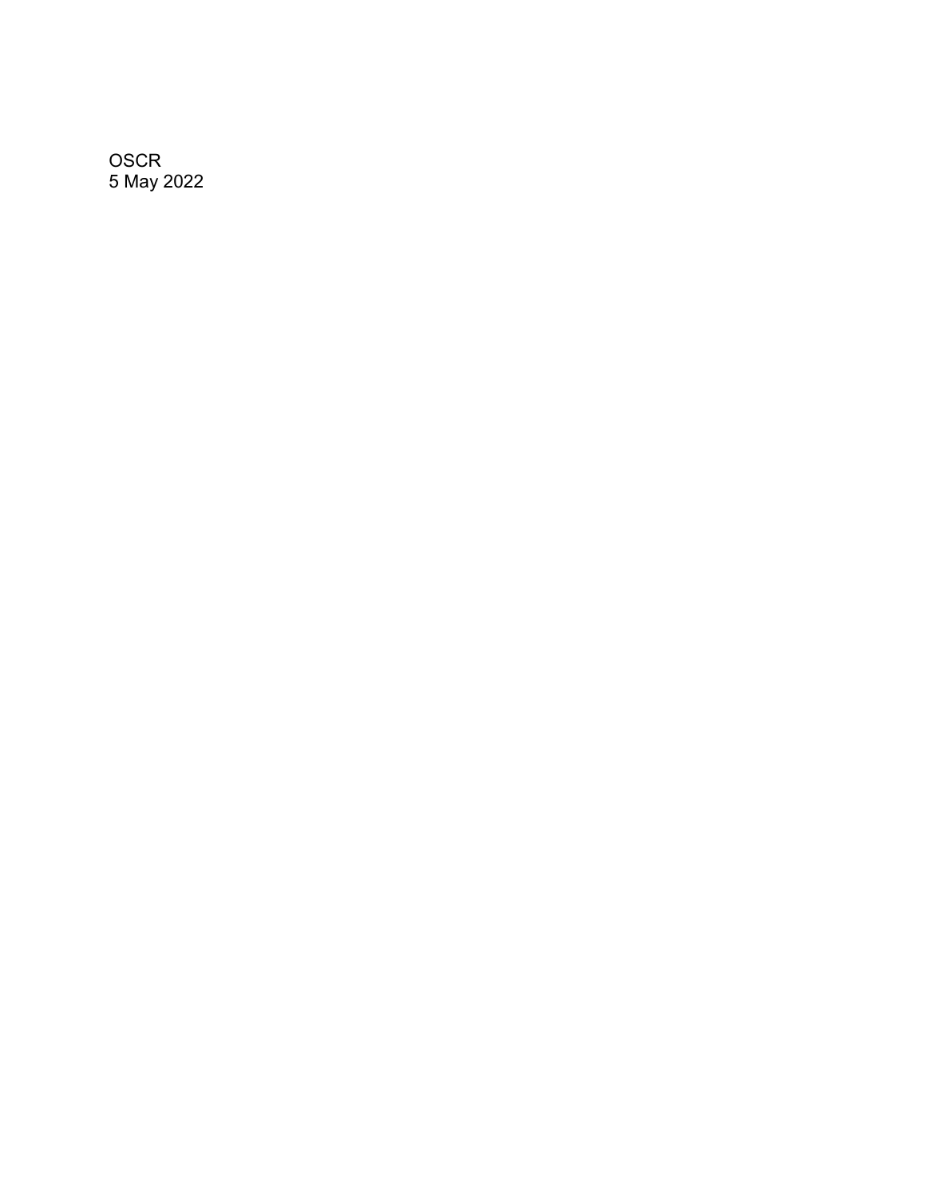OSCR
5 May 2022